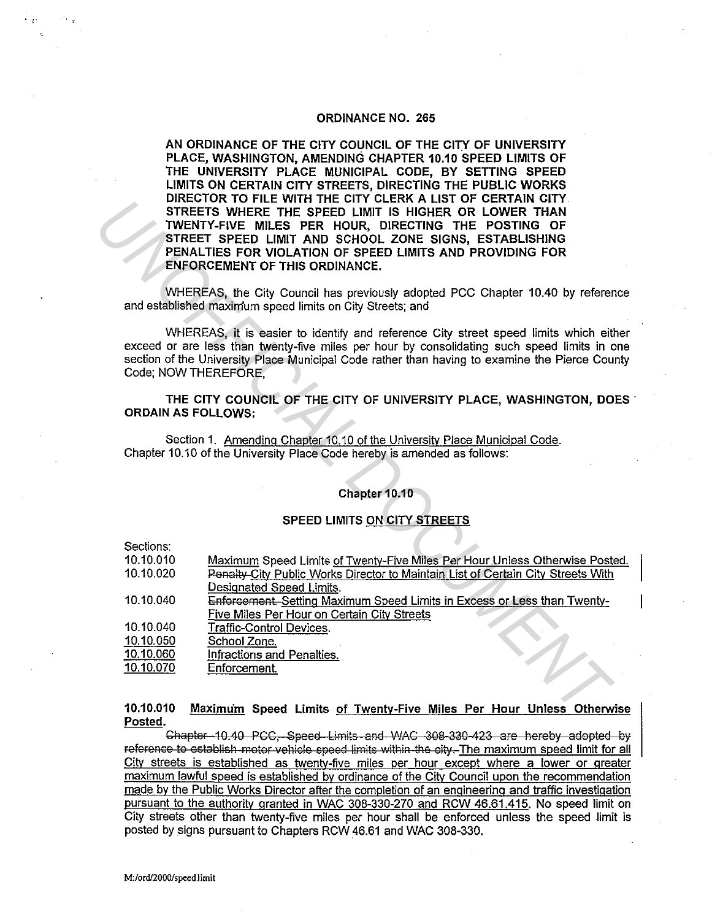# ORDINANCE NO. 265

**AN ORDINANCE OF THE CITY COUNCIL OF THE CITY OF UNIVERSITY PLACE, WASHINGTON, AMENDING CHAPTER 10.10 SPEED LIMITS OF THE UNIVERSITY PLACE MUNICIPAL CODE, BY SETTING SPEED LIMITS ON CERTAIN CITY STREETS, DIRECTING THE PUBLIC WORKS DIRECTOR TO FILE WITH THE CITY CLERK A LIST OF CERTAIN CITY STREETS WHERE THE SPEED LIMIT IS HIGHER OR LOWER THAN TWENTY-FIVE MILES PER HOUR, DIRECTING THE POSTING OF STREET SPEED LIMIT AND SCHOOL ZONE SIGNS, ESTABLISHING PENALTIES FOR VIOLATION OF SPEED LIMITS AND PROVIDING FOR ENFORCEMENT OF THIS ORDINANCE.**

WHEREAS, the City Council has previously adopted PCC Chapter 10.40 by reference and established maximum speed limits on City Streets; and

WHEREAS, it is easier to identify and reference City street speed limits which either exceed or are less than twenty-five miles per hour by consolidating such speed limits in one section of the University Place Municipal Code rather than having to examine the Pierce County Code; NOW THEREFORE,

**THE CITY COUNCIL OF THE CITY OF UNIVERSITY PLACE, WASHINGTON, DOES ORDAIN AS FOLLOWS:**

Section 1. Amending Chapter 10.10 of the University Place Municipal Code. Chapter 10.10 of the University Place Code hereby is amended as follows:

## Chapter 10.10

## SPEED LIMITS ON CITY STREETS

Sections:

| | |
|---|---|
| 10.10.010 | Maximum Speed Limits of Twenty-Five Miles Per Hour Unless Otherwise Posted. |
| 10.10.020 | ~~Penalty~~ City Public Works Director to Maintain List of Certain City Streets With Designated Speed Limits. |
| 10.10.040 | ~~Enforcement.~~ Setting Maximum Speed Limits in Excess or Less than Twenty-Five Miles Per Hour on Certain City Streets |
| 10.10.040 | Traffic-Control Devices. |
| 10.10.050 | School Zone. |
| 10.10.060 | Infractions and Penalties. |
| 10.10.070 | Enforcement. |

**10.10.010 Maximum Speed Limits of Twenty-Five Miles Per Hour Unless Otherwise Posted.**

~~Chapter 10.40 PCC, Speed Limits and WAC 308-330-423 are hereby adopted by reference to establish motor vehicle speed limits within the city.~~ The maximum speed limit for all City streets is established as twenty-five miles per hour except where a lower or greater maximum lawful speed is established by ordinance of the City Council upon the recommendation made by the Public Works Director after the completion of an engineering and traffic investigation pursuant to the authority granted in WAC 308-330-270 and RCW 46.61.415. No speed limit on City streets other than twenty-five miles per hour shall be enforced unless the speed limit is posted by signs pursuant to Chapters RCW 46.61 and WAC 308-330.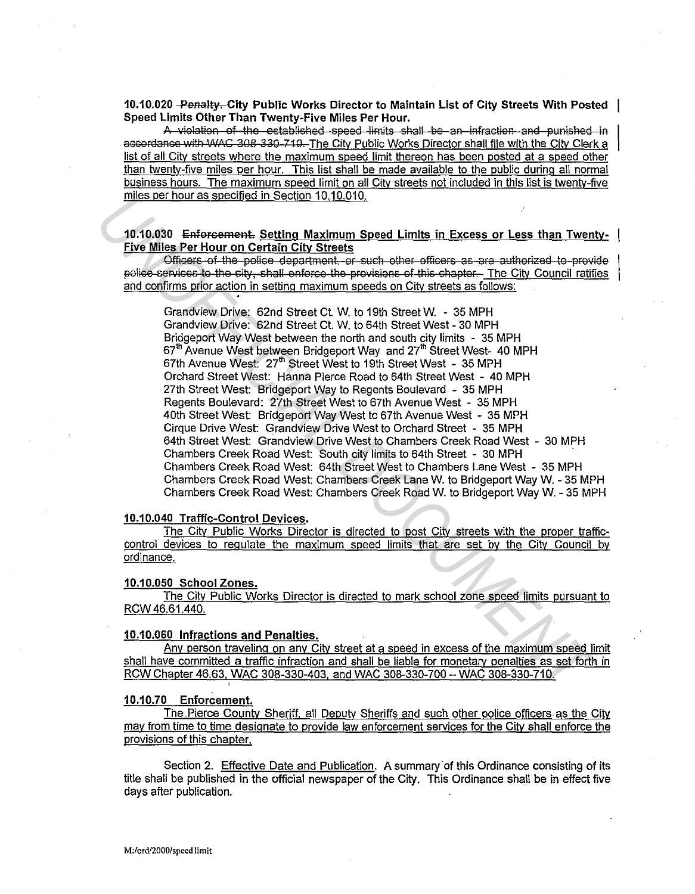**10.10.020 ~~Penalty.~~ City Public Works Director to Maintain List of City Streets With Posted Speed Limits Other Than Twenty-Five Miles Per Hour.**

~~A violation of the established speed limits shall be an infraction and punished in accordance with WAC 308-330-710.~~ The City Public Works Director shall file with the City Clerk a list of all City streets where the maximum speed limit thereon has been posted at a speed other than twenty-five miles per hour. This list shall be made available to the public during all normal business hours. The maximum speed limit on all City streets not included in this list is twenty-five miles per hour as specified in Section 10.10.010.

**10.10.030 ~~Enforcement.~~ Setting Maximum Speed Limits in Excess or Less than Twenty-Five Miles Per Hour on Certain City Streets**

~~Officers of the police department, or such other officers as are authorized to provide police services to the city, shall enforce the provisions of this chapter.~~ The City Council ratifies and confirms prior action in setting maximum speeds on City streets as follows:

Grandview Drive: 62nd Street Ct. W. to 19th Street W. - 35 MPH
Grandview Drive: 62nd Street Ct. W. to 64th Street West - 30 MPH
Bridgeport Way West between the north and south city limits - 35 MPH
67th Avenue West between Bridgeport Way and 27th Street West- 40 MPH
67th Avenue West: 27th Street West to 19th Street West - 35 MPH
Orchard Street West: Hanna Pierce Road to 64th Street West - 40 MPH
27th Street West: Bridgeport Way to Regents Boulevard - 35 MPH
Regents Boulevard: 27th Street West to 67th Avenue West - 35 MPH
40th Street West: Bridgeport Way West to 67th Avenue West - 35 MPH
Cirque Drive West: Grandview Drive West to Orchard Street - 35 MPH
64th Street West: Grandview Drive West to Chambers Creek Road West - 30 MPH
Chambers Creek Road West: South city limits to 64th Street - 30 MPH
Chambers Creek Road West: 64th Street West to Chambers Lane West - 35 MPH
Chambers Creek Road West: Chambers Creek Lane W. to Bridgeport Way W. - 35 MPH
Chambers Creek Road West: Chambers Creek Road W. to Bridgeport Way W. - 35 MPH

**10.10.040 Traffic-Control Devices.**

The City Public Works Director is directed to post City streets with the proper traffic-control devices to regulate the maximum speed limits that are set by the City Council by ordinance.

**10.10.050 School Zones.**

The City Public Works Director is directed to mark school zone speed limits pursuant to RCW 46.61.440.

**10.10.060 Infractions and Penalties.**

Any person traveling on any City street at a speed in excess of the maximum speed limit shall have committed a traffic infraction and shall be liable for monetary penalties as set forth in RCW Chapter 46.63, WAC 308-330-403, and WAC 308-330-700 – WAC 308-330-710.

**10.10.70 Enforcement.**

The Pierce County Sheriff, all Deputy Sheriffs and such other police officers as the City may from time to time designate to provide law enforcement services for the City shall enforce the provisions of this chapter.

Section 2. Effective Date and Publication. A summary of this Ordinance consisting of its title shall be published in the official newspaper of the City. This Ordinance shall be in effect five days after publication.

M:/ord/2000/speed limit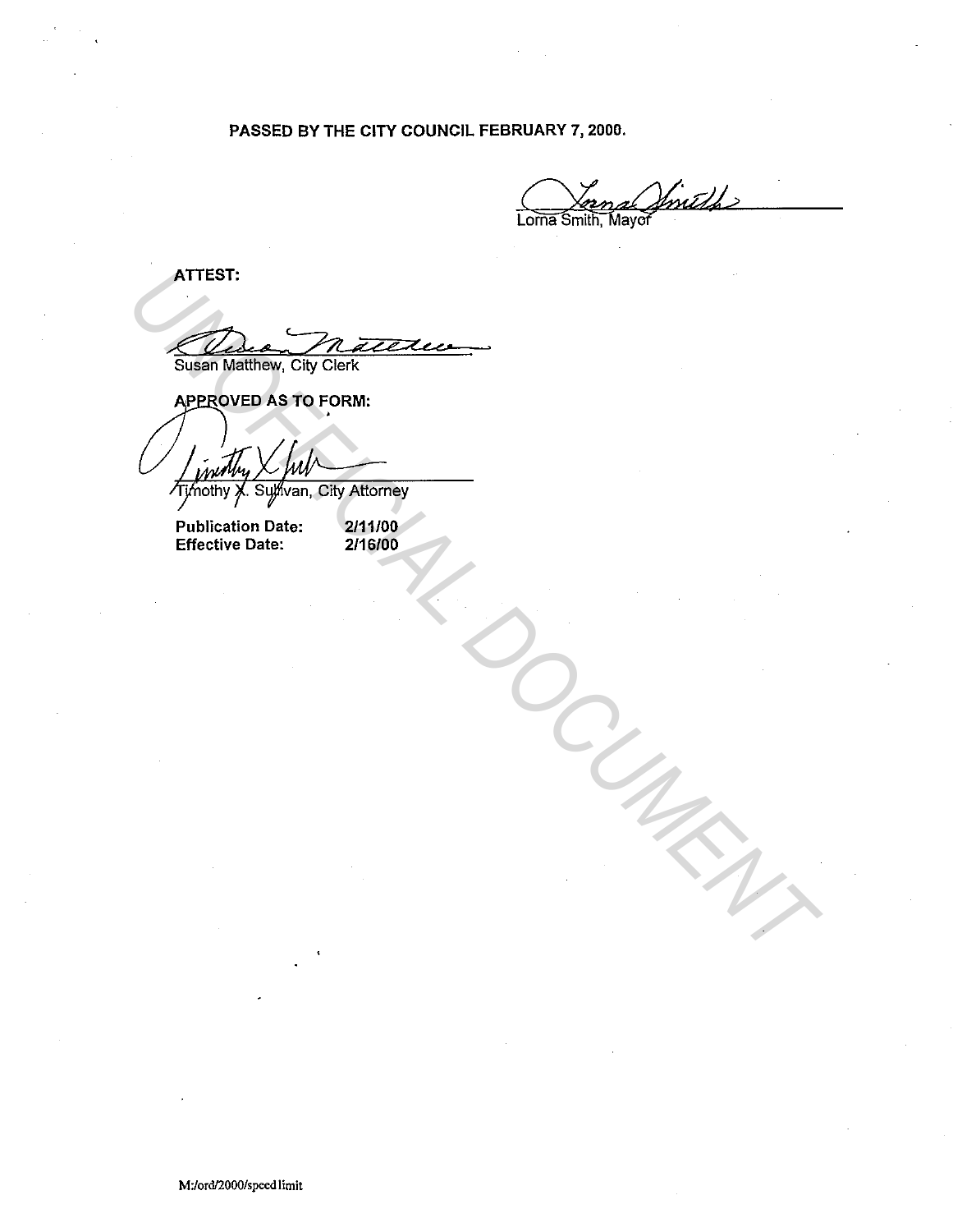**PASSED BY THE CITY COUNCIL FEBRUARY 7, 2000.**

Lorna Smith, Mayor

**ATTEST:**

Susan Matthew, City Clerk

**APPROVED AS TO FORM:**

Timothy X. Sullivan, City Attorney

| | |
|---|---|
| **Publication Date:** | **2/11/00** |
| **Effective Date:** | **2/16/00** |

UNOFFICIAL DOCUMENT

M:/ord/2000/speed limit